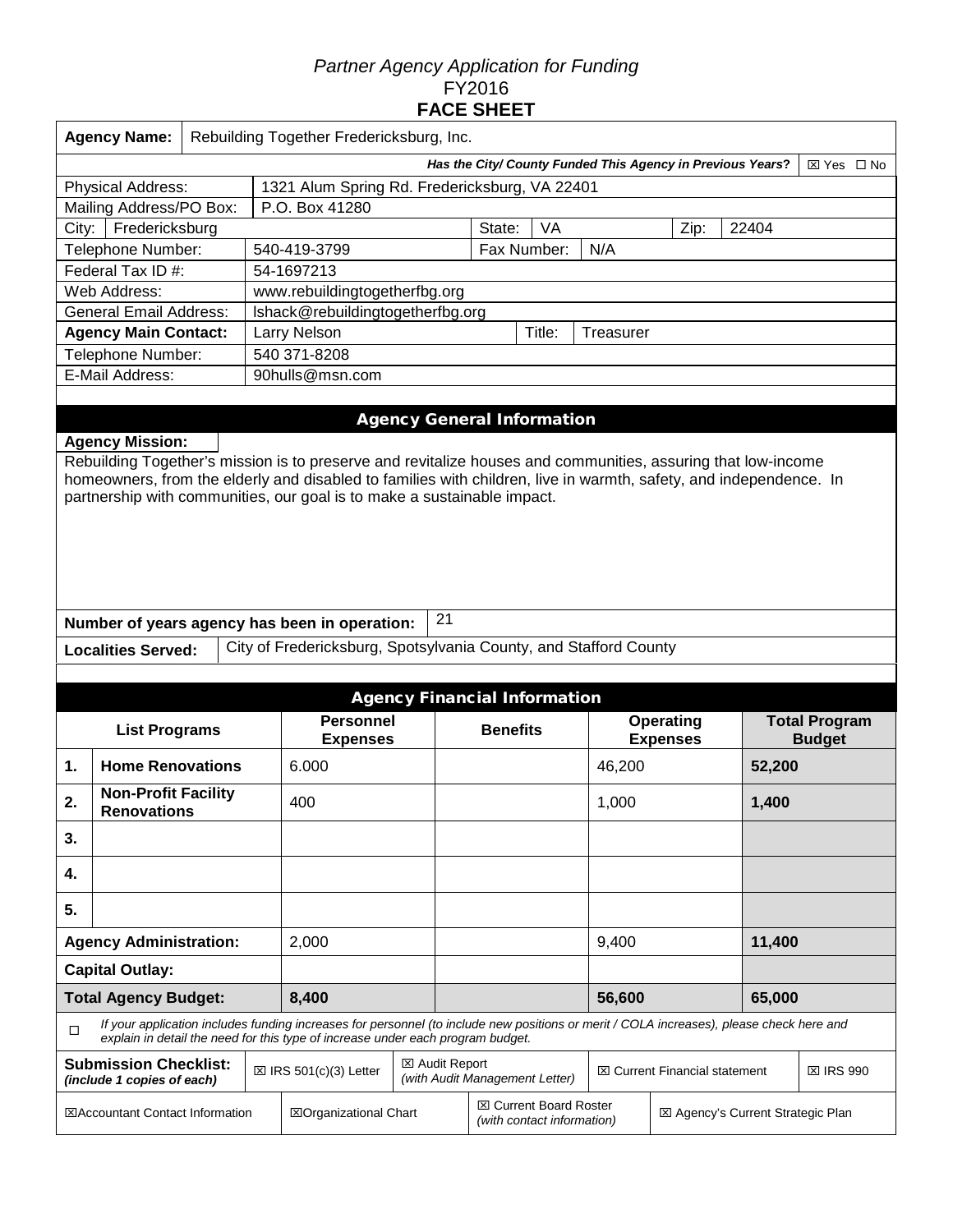*Partner Agency Application for Funding*
FY2016
**FACE SHEET**

| **Agency Name:** | Rebuilding Together Fredericksburg, Inc. | | |
|---|---|---|---|
| ***Has the City/ County Funded This Agency in Previous Years?*** | ☒ Yes ☐ No | | |
| Physical Address: | 1321 Alum Spring Rd. Fredericksburg, VA 22401 | | |
| Mailing Address/PO Box: | P.O. Box 41280 | | |
| City: Fredericksburg | State: VA | Zip: 22404 | |
| Telephone Number: | 540-419-3799 | Fax Number: | N/A |
| Federal Tax ID #: | 54-1697213 | | |
| Web Address: | www.rebuildingtogetherfbg.org | | |
| General Email Address: | lshack@rebuildingtogetherfbg.org | | |
| **Agency Main Contact:** | Larry Nelson | Title: | Treasurer |
| Telephone Number: | 540 371-8208 | | |
| E-Mail Address: | 90hulls@msn.com | | |

## Agency General Information

**Agency Mission:**

Rebuilding Together's mission is to preserve and revitalize houses and communities, assuring that low-income homeowners, from the elderly and disabled to families with children, live in warmth, safety, and independence. In partnership with communities, our goal is to make a sustainable impact.

**Number of years agency has been in operation:** 21

**Localities Served:** City of Fredericksburg, Spotsylvania County, and Stafford County

## Agency Financial Information

| | **List Programs** | **Personnel Expenses** | **Benefits** | **Operating Expenses** | **Total Program Budget** |
|---|---|---|---|---|---|
| **1.** | **Home Renovations** | 6.000 | | 46,200 | **52,200** |
| **2.** | **Non-Profit Facility Renovations** | 400 | | 1,000 | **1,400** |
| **3.** | | | | | |
| **4.** | | | | | |
| **5.** | | | | | |
| **Agency Administration:** | | 2,000 | | 9,400 | **11,400** |
| **Capital Outlay:** | | | | | |
| **Total Agency Budget:** | | **8,400** | | **56,600** | **65,000** |

☐ *If your application includes funding increases for personnel (to include new positions or merit / COLA increases), please check here and explain in detail the need for this type of increase under each program budget.*

| **Submission Checklist:** *(include 1 copies of each)* | ☒ IRS 501(c)(3) Letter | ☒ Audit Report *(with Audit Management Letter)* | ☒ Current Financial statement | ☒ IRS 990 |
|---|---|---|---|---|
| ☒Accountant Contact Information | ☒Organizational Chart | ☒ Current Board Roster *(with contact information)* | ☒ Agency's Current Strategic Plan | |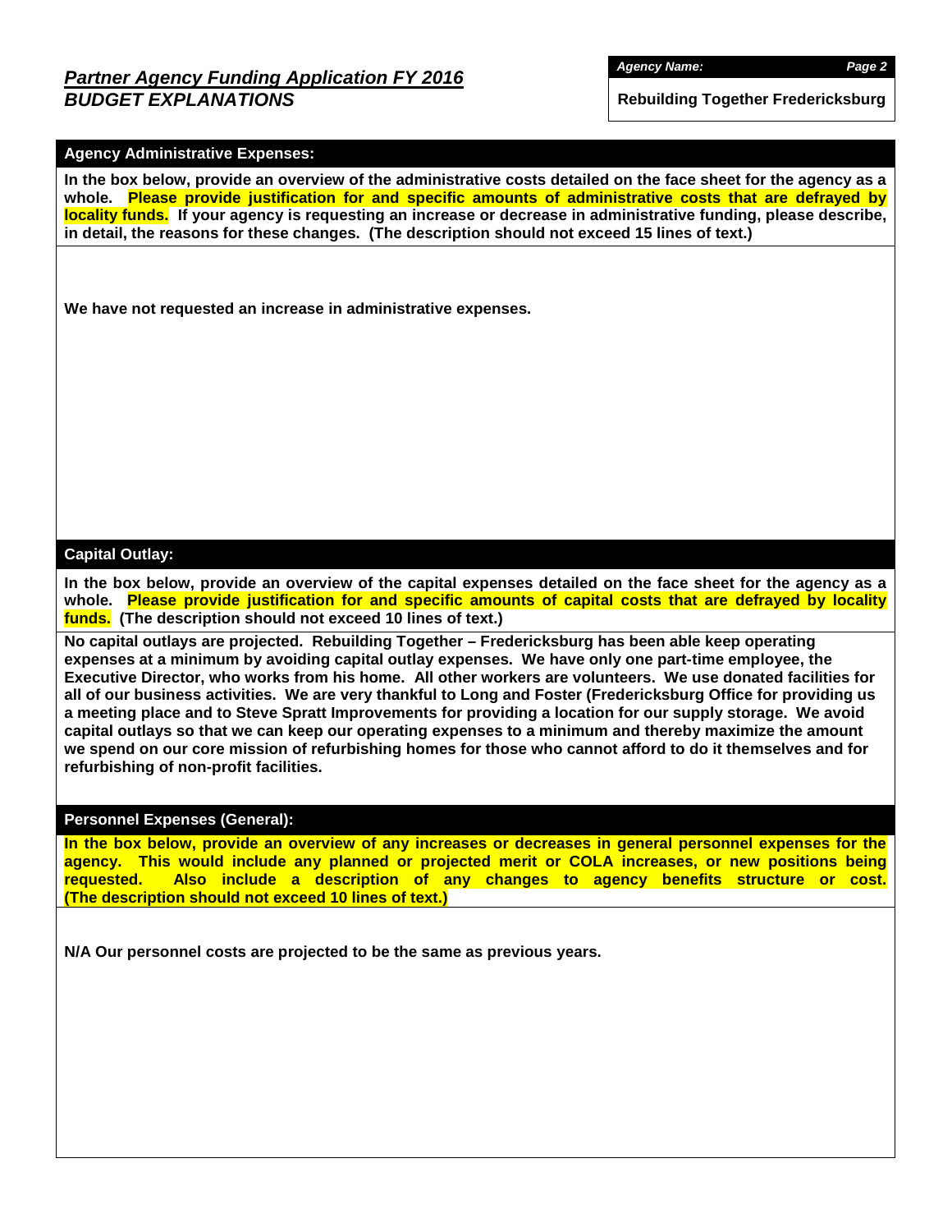## *Partner Agency Funding Application FY 2016*
## *BUDGET EXPLANATIONS*

***Agency Name:***

**Rebuilding Together Fredericksburg**

### Agency Administrative Expenses:

**In the box below, provide an overview of the administrative costs detailed on the face sheet for the agency as a whole. Please provide justification for and specific amounts of administrative costs that are defrayed by locality funds. If your agency is requesting an increase or decrease in administrative funding, please describe, in detail, the reasons for these changes. (The description should not exceed 15 lines of text.)**

**We have not requested an increase in administrative expenses.**

### Capital Outlay:

**In the box below, provide an overview of the capital expenses detailed on the face sheet for the agency as a whole. Please provide justification for and specific amounts of capital costs that are defrayed by locality funds. (The description should not exceed 10 lines of text.)**

**No capital outlays are projected. Rebuilding Together – Fredericksburg has been able keep operating expenses at a minimum by avoiding capital outlay expenses. We have only one part-time employee, the Executive Director, who works from his home. All other workers are volunteers. We use donated facilities for all of our business activities. We are very thankful to Long and Foster (Fredericksburg Office for providing us a meeting place and to Steve Spratt Improvements for providing a location for our supply storage. We avoid capital outlays so that we can keep our operating expenses to a minimum and thereby maximize the amount we spend on our core mission of refurbishing homes for those who cannot afford to do it themselves and for refurbishing of non-profit facilities.**

### Personnel Expenses (General):

**In the box below, provide an overview of any increases or decreases in general personnel expenses for the agency. This would include any planned or projected merit or COLA increases, or new positions being requested. Also include a description of any changes to agency benefits structure or cost. (The description should not exceed 10 lines of text.)**

**N/A Our personnel costs are projected to be the same as previous years.**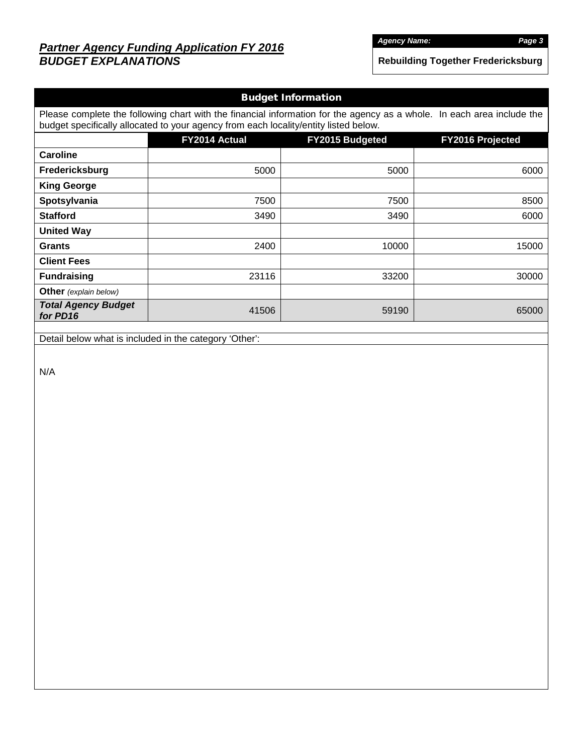# *Partner Agency Funding Application FY 2016*
## *BUDGET EXPLANATIONS*

***Agency Name:***

**Rebuilding Together Fredericksburg**

### Budget Information

Please complete the following chart with the financial information for the agency as a whole. In each area include the budget specifically allocated to your agency from each locality/entity listed below.

| | FY2014 Actual | FY2015 Budgeted | FY2016 Projected |
|---|---|---|---|
| **Caroline** | | | |
| **Fredericksburg** | 5000 | 5000 | 6000 |
| **King George** | | | |
| **Spotsylvania** | 7500 | 7500 | 8500 |
| **Stafford** | 3490 | 3490 | 6000 |
| **United Way** | | | |
| **Grants** | 2400 | 10000 | 15000 |
| **Client Fees** | | | |
| **Fundraising** | 23116 | 33200 | 30000 |
| **Other** *(explain below)* | | | |
| ***Total Agency Budget for PD16*** | 41506 | 59190 | 65000 |

Detail below what is included in the category 'Other':

N/A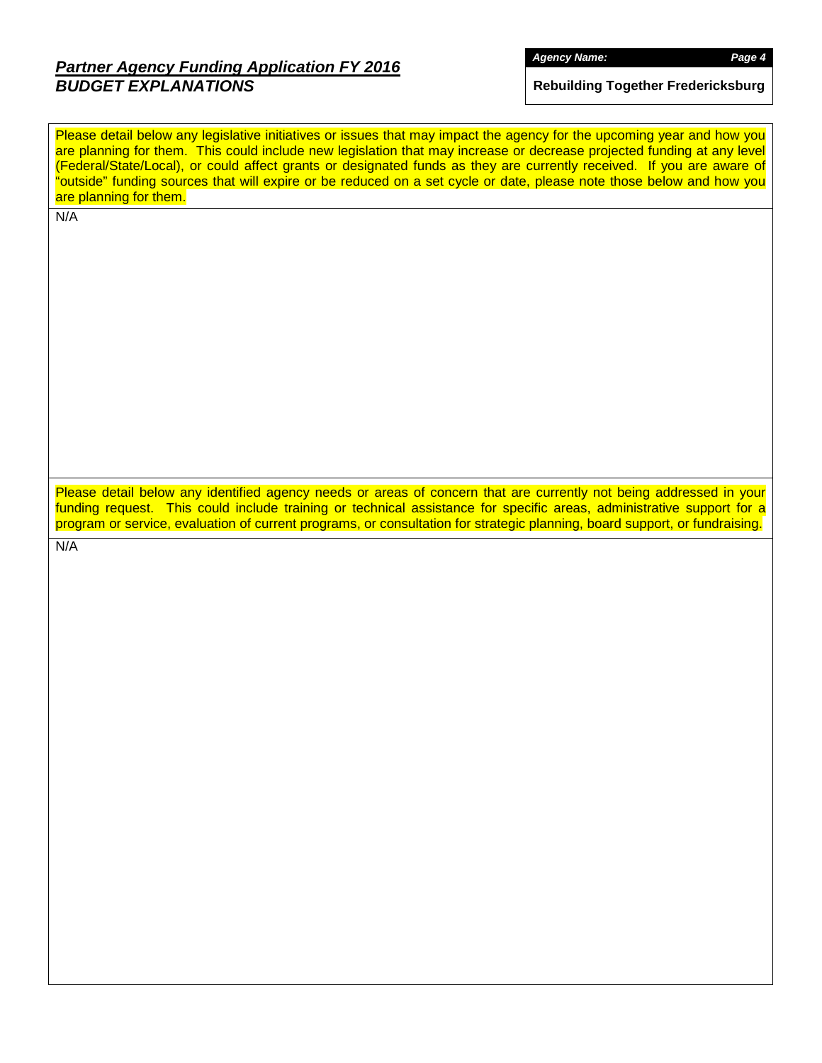## *Partner Agency Funding Application FY 2016*
## *BUDGET EXPLANATIONS*

***Agency Name:***

**Rebuilding Together Fredericksburg**

Please detail below any legislative initiatives or issues that may impact the agency for the upcoming year and how you are planning for them. This could include new legislation that may increase or decrease projected funding at any level (Federal/State/Local), or could affect grants or designated funds as they are currently received. If you are aware of "outside" funding sources that will expire or be reduced on a set cycle or date, please note those below and how you are planning for them.

N/A

Please detail below any identified agency needs or areas of concern that are currently not being addressed in your funding request. This could include training or technical assistance for specific areas, administrative support for a program or service, evaluation of current programs, or consultation for strategic planning, board support, or fundraising.

N/A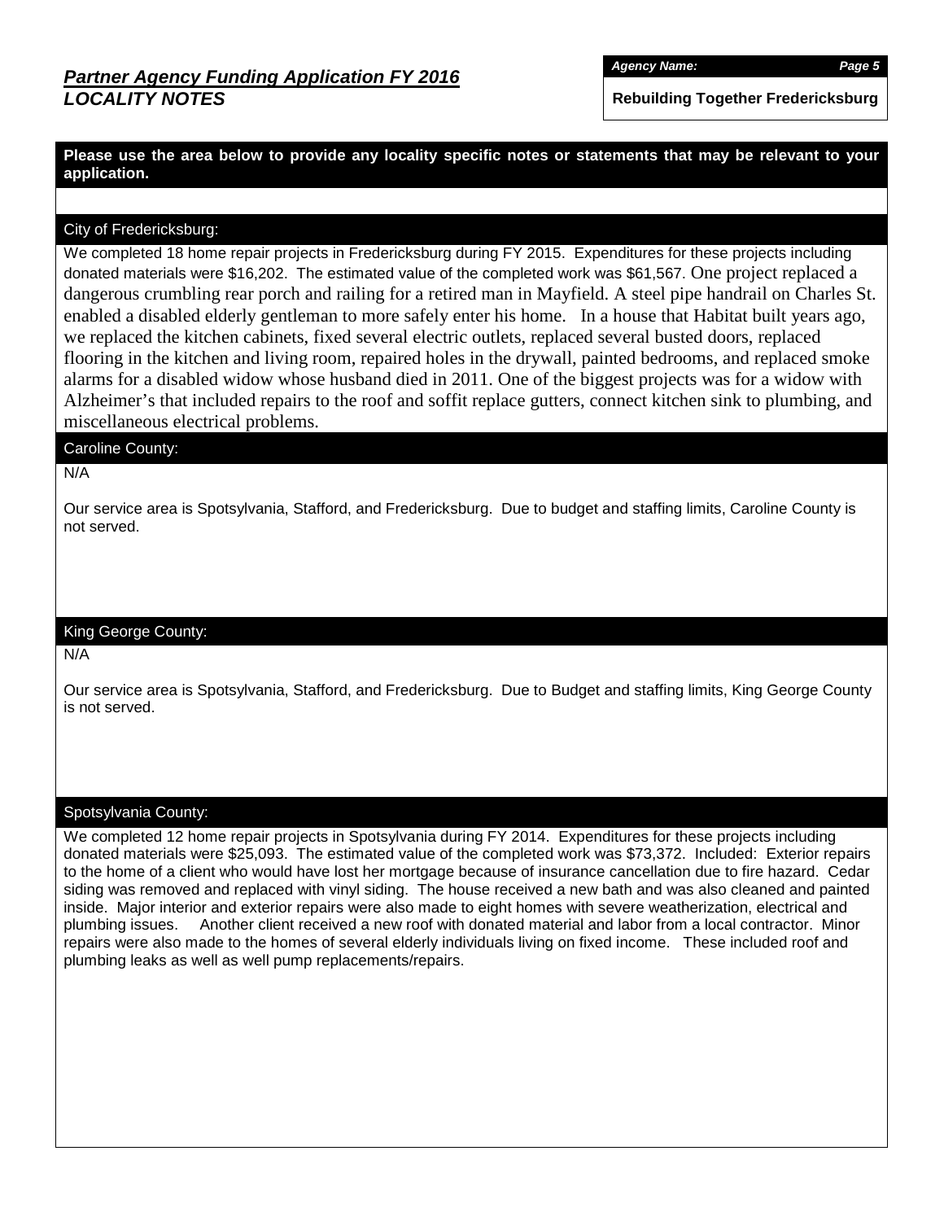## *Partner Agency Funding Application FY 2016*
## *LOCALITY NOTES*

***Agency Name:***
**Rebuilding Together Fredericksburg**

**Please use the area below to provide any locality specific notes or statements that may be relevant to your application.**

### City of Fredericksburg:

We completed 18 home repair projects in Fredericksburg during FY 2015. Expenditures for these projects including donated materials were $16,202. The estimated value of the completed work was $61,567. One project replaced a dangerous crumbling rear porch and railing for a retired man in Mayfield. A steel pipe handrail on Charles St. enabled a disabled elderly gentleman to more safely enter his home. In a house that Habitat built years ago, we replaced the kitchen cabinets, fixed several electric outlets, replaced several busted doors, replaced flooring in the kitchen and living room, repaired holes in the drywall, painted bedrooms, and replaced smoke alarms for a disabled widow whose husband died in 2011. One of the biggest projects was for a widow with Alzheimer's that included repairs to the roof and soffit replace gutters, connect kitchen sink to plumbing, and miscellaneous electrical problems.

### Caroline County:

N/A

Our service area is Spotsylvania, Stafford, and Fredericksburg. Due to budget and staffing limits, Caroline County is not served.

### King George County:

N/A

Our service area is Spotsylvania, Stafford, and Fredericksburg. Due to Budget and staffing limits, King George County is not served.

### Spotsylvania County:

We completed 12 home repair projects in Spotsylvania during FY 2014. Expenditures for these projects including donated materials were $25,093. The estimated value of the completed work was $73,372. Included: Exterior repairs to the home of a client who would have lost her mortgage because of insurance cancellation due to fire hazard. Cedar siding was removed and replaced with vinyl siding. The house received a new bath and was also cleaned and painted inside. Major interior and exterior repairs were also made to eight homes with severe weatherization, electrical and plumbing issues. Another client received a new roof with donated material and labor from a local contractor. Minor repairs were also made to the homes of several elderly individuals living on fixed income. These included roof and plumbing leaks as well as well pump replacements/repairs.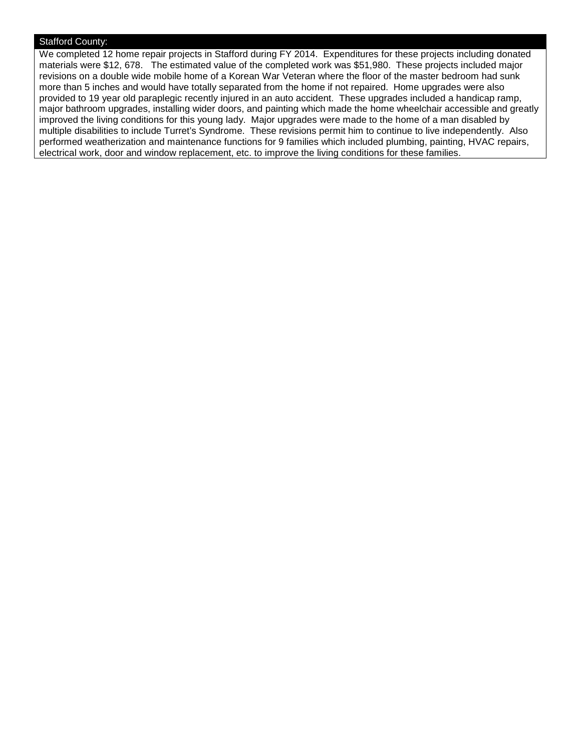## Stafford County:

We completed 12 home repair projects in Stafford during FY 2014. Expenditures for these projects including donated materials were $12, 678. The estimated value of the completed work was $51,980. These projects included major revisions on a double wide mobile home of a Korean War Veteran where the floor of the master bedroom had sunk more than 5 inches and would have totally separated from the home if not repaired. Home upgrades were also provided to 19 year old paraplegic recently injured in an auto accident. These upgrades included a handicap ramp, major bathroom upgrades, installing wider doors, and painting which made the home wheelchair accessible and greatly improved the living conditions for this young lady. Major upgrades were made to the home of a man disabled by multiple disabilities to include Turret's Syndrome. These revisions permit him to continue to live independently. Also performed weatherization and maintenance functions for 9 families which included plumbing, painting, HVAC repairs, electrical work, door and window replacement, etc. to improve the living conditions for these families.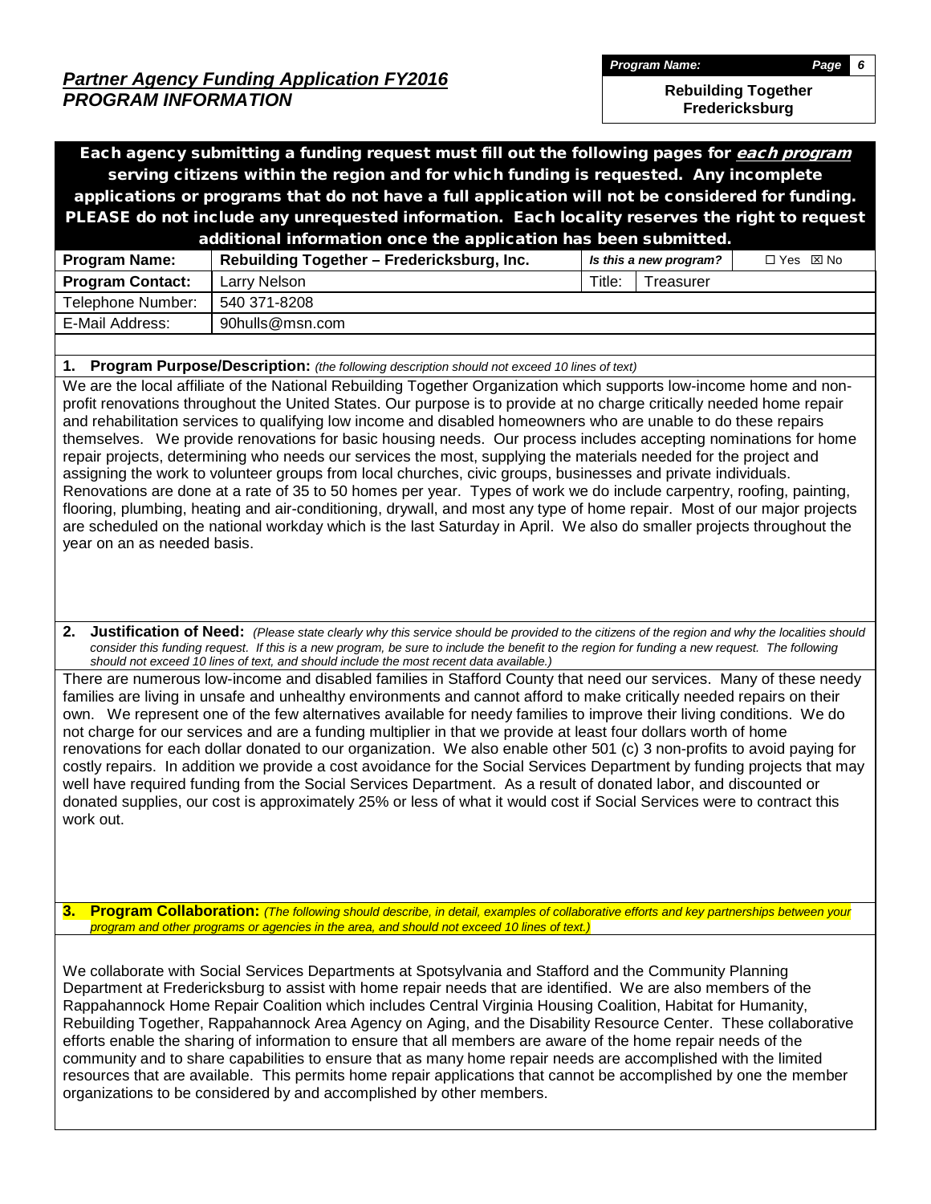## *Partner Agency Funding Application FY2016*
## *PROGRAM INFORMATION*

*Program Name:*
**Rebuilding Together Fredericksburg**

**Each agency submitting a funding request must fill out the following pages for *each program* serving citizens within the region and for which funding is requested. Any incomplete applications or programs that do not have a full application will not be considered for funding. PLEASE do not include any unrequested information. Each locality reserves the right to request additional information once the application has been submitted.**

| **Program Name:** | **Rebuilding Together – Fredericksburg, Inc.** | *Is this a new program?* | ☐ Yes ☒ No |
|---|---|---|---|
| **Program Contact:** | Larry Nelson | Title: | Treasurer |
| Telephone Number: | 540 371-8208 | | |
| E-Mail Address: | 90hulls@msn.com | | |

**1. Program Purpose/Description:** *(the following description should not exceed 10 lines of text)*

We are the local affiliate of the National Rebuilding Together Organization which supports low-income home and non-profit renovations throughout the United States. Our purpose is to provide at no charge critically needed home repair and rehabilitation services to qualifying low income and disabled homeowners who are unable to do these repairs themselves. We provide renovations for basic housing needs. Our process includes accepting nominations for home repair projects, determining who needs our services the most, supplying the materials needed for the project and assigning the work to volunteer groups from local churches, civic groups, businesses and private individuals. Renovations are done at a rate of 35 to 50 homes per year. Types of work we do include carpentry, roofing, painting, flooring, plumbing, heating and air-conditioning, drywall, and most any type of home repair. Most of our major projects are scheduled on the national workday which is the last Saturday in April. We also do smaller projects throughout the year on an as needed basis.

**2. Justification of Need:** *(Please state clearly why this service should be provided to the citizens of the region and why the localities should consider this funding request. If this is a new program, be sure to include the benefit to the region for funding a new request. The following should not exceed 10 lines of text, and should include the most recent data available.)*

There are numerous low-income and disabled families in Stafford County that need our services. Many of these needy families are living in unsafe and unhealthy environments and cannot afford to make critically needed repairs on their own. We represent one of the few alternatives available for needy families to improve their living conditions. We do not charge for our services and are a funding multiplier in that we provide at least four dollars worth of home renovations for each dollar donated to our organization. We also enable other 501 (c) 3 non-profits to avoid paying for costly repairs. In addition we provide a cost avoidance for the Social Services Department by funding projects that may well have required funding from the Social Services Department. As a result of donated labor, and discounted or donated supplies, our cost is approximately 25% or less of what it would cost if Social Services were to contract this work out.

**3. Program Collaboration:** *(The following should describe, in detail, examples of collaborative efforts and key partnerships between your program and other programs or agencies in the area, and should not exceed 10 lines of text.)*

We collaborate with Social Services Departments at Spotsylvania and Stafford and the Community Planning Department at Fredericksburg to assist with home repair needs that are identified. We are also members of the Rappahannock Home Repair Coalition which includes Central Virginia Housing Coalition, Habitat for Humanity, Rebuilding Together, Rappahannock Area Agency on Aging, and the Disability Resource Center. These collaborative efforts enable the sharing of information to ensure that all members are aware of the home repair needs of the community and to share capabilities to ensure that as many home repair needs are accomplished with the limited resources that are available. This permits home repair applications that cannot be accomplished by one the member organizations to be considered by and accomplished by other members.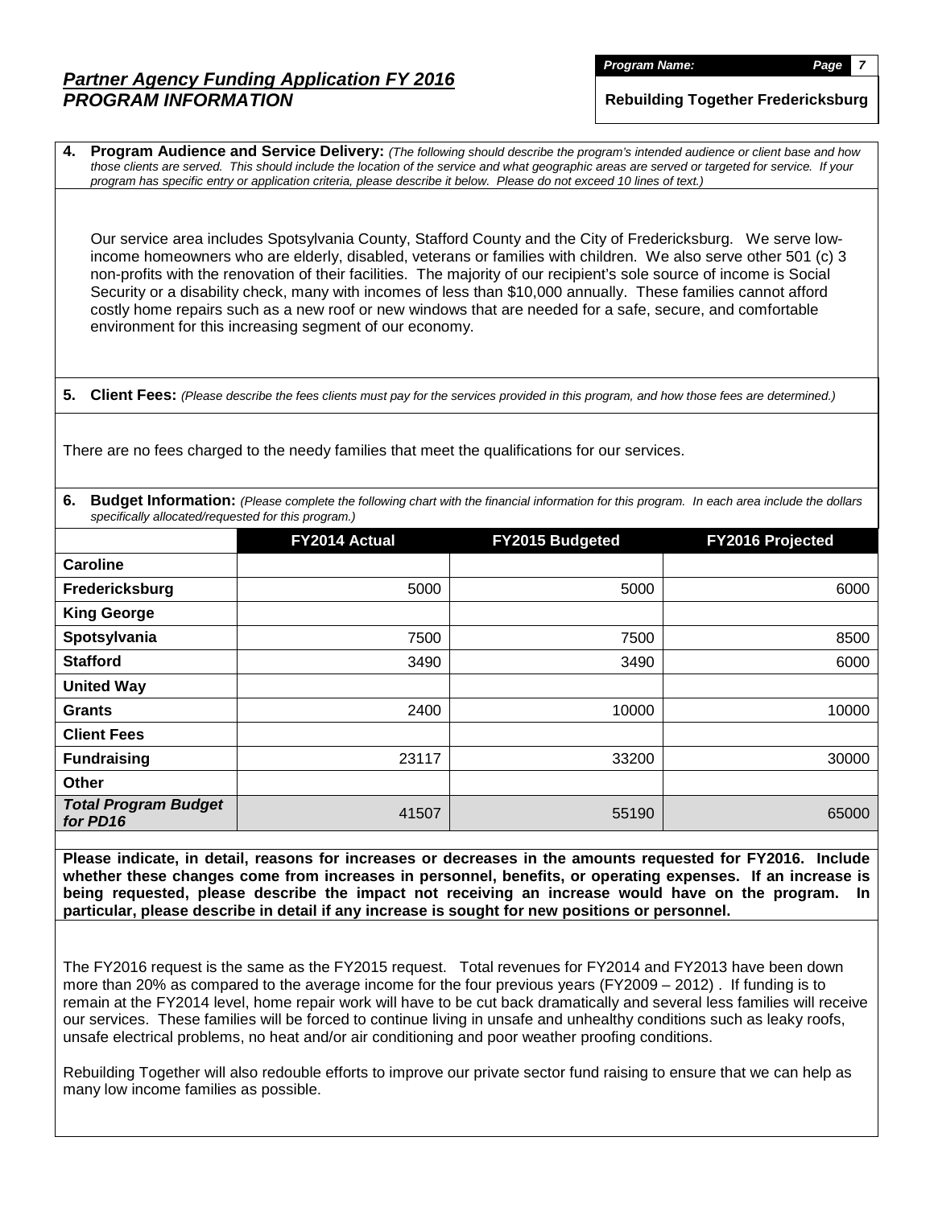## *Partner Agency Funding Application FY 2016*
## *PROGRAM INFORMATION*

***Program Name:*** **Rebuilding Together Fredericksburg**

**4. Program Audience and Service Delivery:** *(The following should describe the program's intended audience or client base and how those clients are served. This should include the location of the service and what geographic areas are served or targeted for service. If your program has specific entry or application criteria, please describe it below. Please do not exceed 10 lines of text.)*

Our service area includes Spotsylvania County, Stafford County and the City of Fredericksburg. We serve low-income homeowners who are elderly, disabled, veterans or families with children. We also serve other 501 (c) 3 non-profits with the renovation of their facilities. The majority of our recipient's sole source of income is Social Security or a disability check, many with incomes of less than $10,000 annually. These families cannot afford costly home repairs such as a new roof or new windows that are needed for a safe, secure, and comfortable environment for this increasing segment of our economy.

**5. Client Fees:** *(Please describe the fees clients must pay for the services provided in this program, and how those fees are determined.)*

There are no fees charged to the needy families that meet the qualifications for our services.

**6. Budget Information:** *(Please complete the following chart with the financial information for this program. In each area include the dollars specifically allocated/requested for this program.)*

| | FY2014 Actual | FY2015 Budgeted | FY2016 Projected |
|---|---|---|---|
| **Caroline** | | | |
| **Fredericksburg** | 5000 | 5000 | 6000 |
| **King George** | | | |
| **Spotsylvania** | 7500 | 7500 | 8500 |
| **Stafford** | 3490 | 3490 | 6000 |
| **United Way** | | | |
| **Grants** | 2400 | 10000 | 10000 |
| **Client Fees** | | | |
| **Fundraising** | 23117 | 33200 | 30000 |
| **Other** | | | |
| ***Total Program Budget for PD16*** | 41507 | 55190 | 65000 |

**Please indicate, in detail, reasons for increases or decreases in the amounts requested for FY2016. Include whether these changes come from increases in personnel, benefits, or operating expenses. If an increase is being requested, please describe the impact not receiving an increase would have on the program. In particular, please describe in detail if any increase is sought for new positions or personnel.**

The FY2016 request is the same as the FY2015 request. Total revenues for FY2014 and FY2013 have been down more than 20% as compared to the average income for the four previous years (FY2009 – 2012) . If funding is to remain at the FY2014 level, home repair work will have to be cut back dramatically and several less families will receive our services. These families will be forced to continue living in unsafe and unhealthy conditions such as leaky roofs, unsafe electrical problems, no heat and/or air conditioning and poor weather proofing conditions.

Rebuilding Together will also redouble efforts to improve our private sector fund raising to ensure that we can help as many low income families as possible.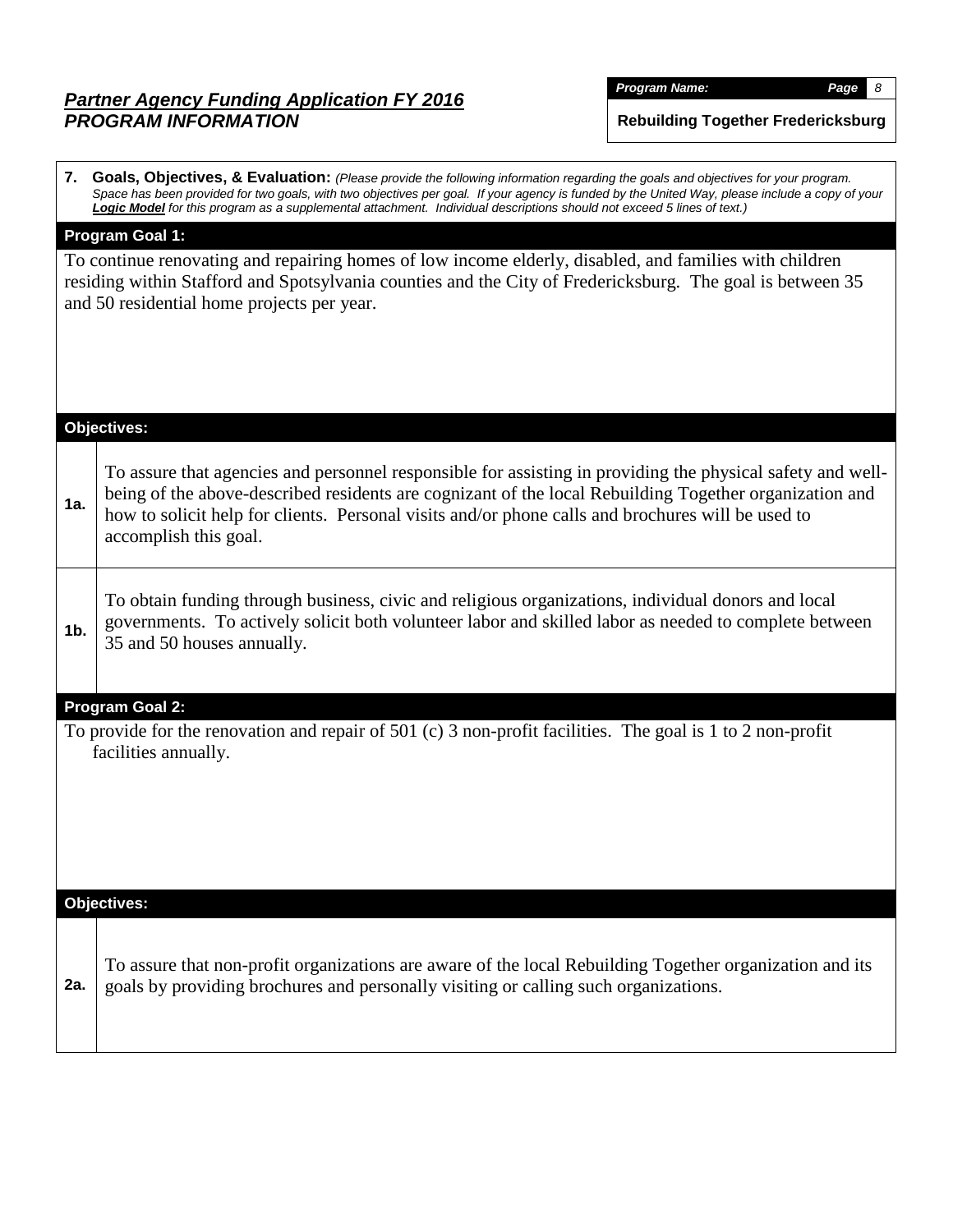## *Partner Agency Funding Application FY 2016*
## *PROGRAM INFORMATION*

***Program Name:***
**Rebuilding Together Fredericksburg**

**7. Goals, Objectives, & Evaluation:** *(Please provide the following information regarding the goals and objectives for your program. Space has been provided for two goals, with two objectives per goal. If your agency is funded by the United Way, please include a copy of your* ***Logic Model*** *for this program as a supplemental attachment. Individual descriptions should not exceed 5 lines of text.)*

**Program Goal 1:**

To continue renovating and repairing homes of low income elderly, disabled, and families with children residing within Stafford and Spotsylvania counties and the City of Fredericksburg. The goal is between 35 and 50 residential home projects per year.

**Objectives:**

| | |
|---|---|
| **1a.** | To assure that agencies and personnel responsible for assisting in providing the physical safety and well-being of the above-described residents are cognizant of the local Rebuilding Together organization and how to solicit help for clients. Personal visits and/or phone calls and brochures will be used to accomplish this goal. |
| **1b.** | To obtain funding through business, civic and religious organizations, individual donors and local governments. To actively solicit both volunteer labor and skilled labor as needed to complete between 35 and 50 houses annually. |

**Program Goal 2:**

To provide for the renovation and repair of 501 (c) 3 non-profit facilities. The goal is 1 to 2 non-profit facilities annually.

**Objectives:**

| | |
|---|---|
| **2a.** | To assure that non-profit organizations are aware of the local Rebuilding Together organization and its goals by providing brochures and personally visiting or calling such organizations. |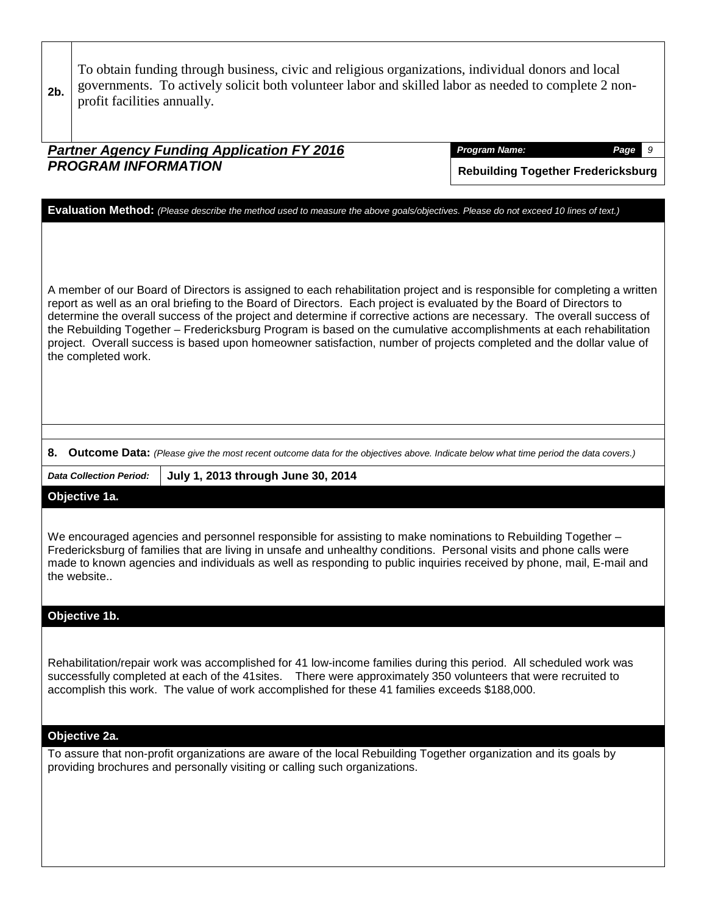| 2b. | To obtain funding through business, civic and religious organizations, individual donors and local governments. To actively solicit both volunteer labor and skilled labor as needed to complete 2 non-profit facilities annually. |
|---|---|

***Partner Agency Funding Application FY 2016***
***PROGRAM INFORMATION***

***Program Name:*** **Rebuilding Together Fredericksburg**

**Evaluation Method:** *(Please describe the method used to measure the above goals/objectives. Please do not exceed 10 lines of text.)*

A member of our Board of Directors is assigned to each rehabilitation project and is responsible for completing a written report as well as an oral briefing to the Board of Directors. Each project is evaluated by the Board of Directors to determine the overall success of the project and determine if corrective actions are necessary. The overall success of the Rebuilding Together – Fredericksburg Program is based on the cumulative accomplishments at each rehabilitation project. Overall success is based upon homeowner satisfaction, number of projects completed and the dollar value of the completed work.

**8. Outcome Data:** *(Please give the most recent outcome data for the objectives above. Indicate below what time period the data covers.)*

***Data Collection Period:*** **July 1, 2013 through June 30, 2014**

**Objective 1a.**

We encouraged agencies and personnel responsible for assisting to make nominations to Rebuilding Together – Fredericksburg of families that are living in unsafe and unhealthy conditions. Personal visits and phone calls were made to known agencies and individuals as well as responding to public inquiries received by phone, mail, E-mail and the website..

**Objective 1b.**

Rehabilitation/repair work was accomplished for 41 low-income families during this period. All scheduled work was successfully completed at each of the 41sites. There were approximately 350 volunteers that were recruited to accomplish this work. The value of work accomplished for these 41 families exceeds $188,000.

**Objective 2a.**

To assure that non-profit organizations are aware of the local Rebuilding Together organization and its goals by providing brochures and personally visiting or calling such organizations.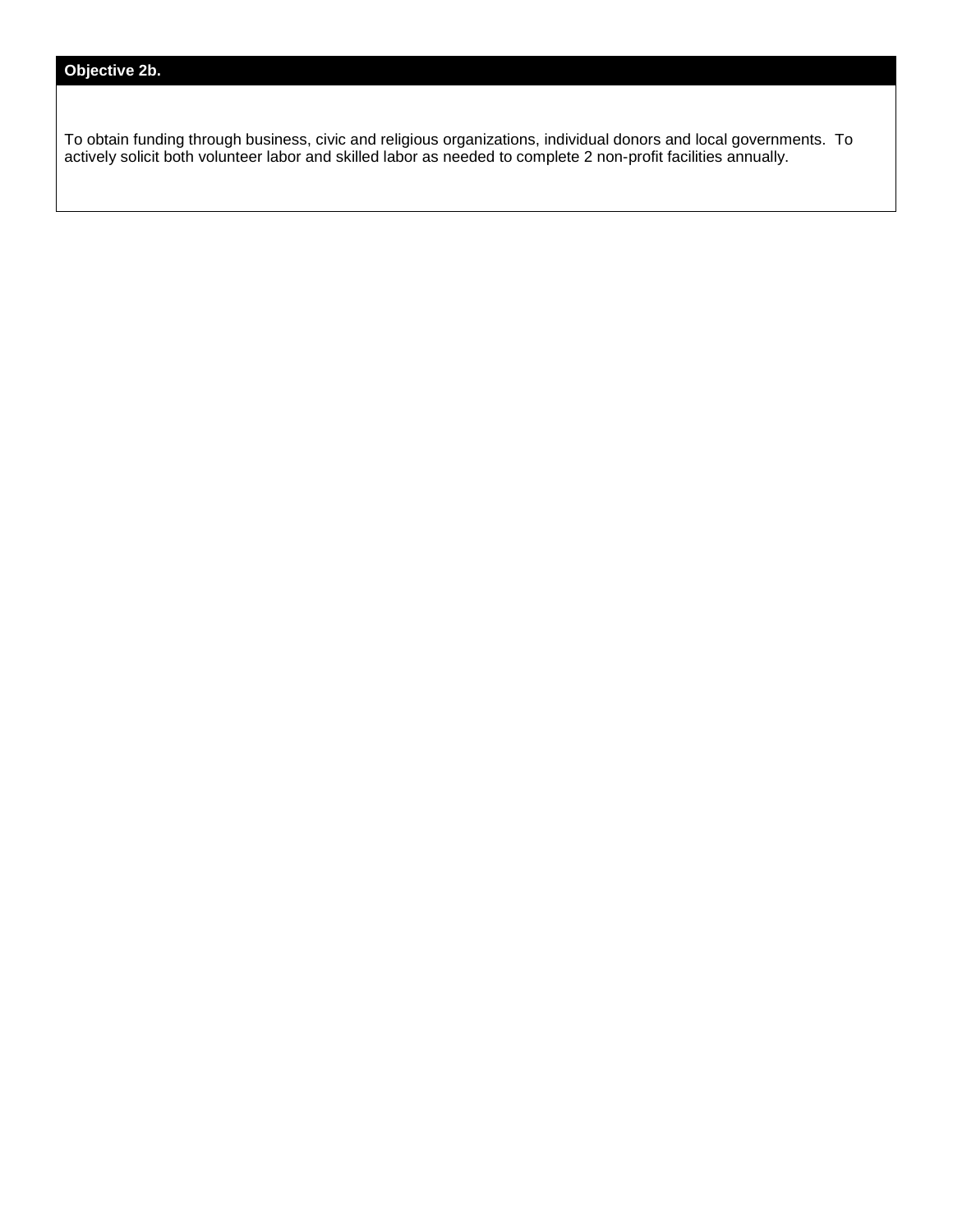**Objective 2b.**

To obtain funding through business, civic and religious organizations, individual donors and local governments. To actively solicit both volunteer labor and skilled labor as needed to complete 2 non-profit facilities annually.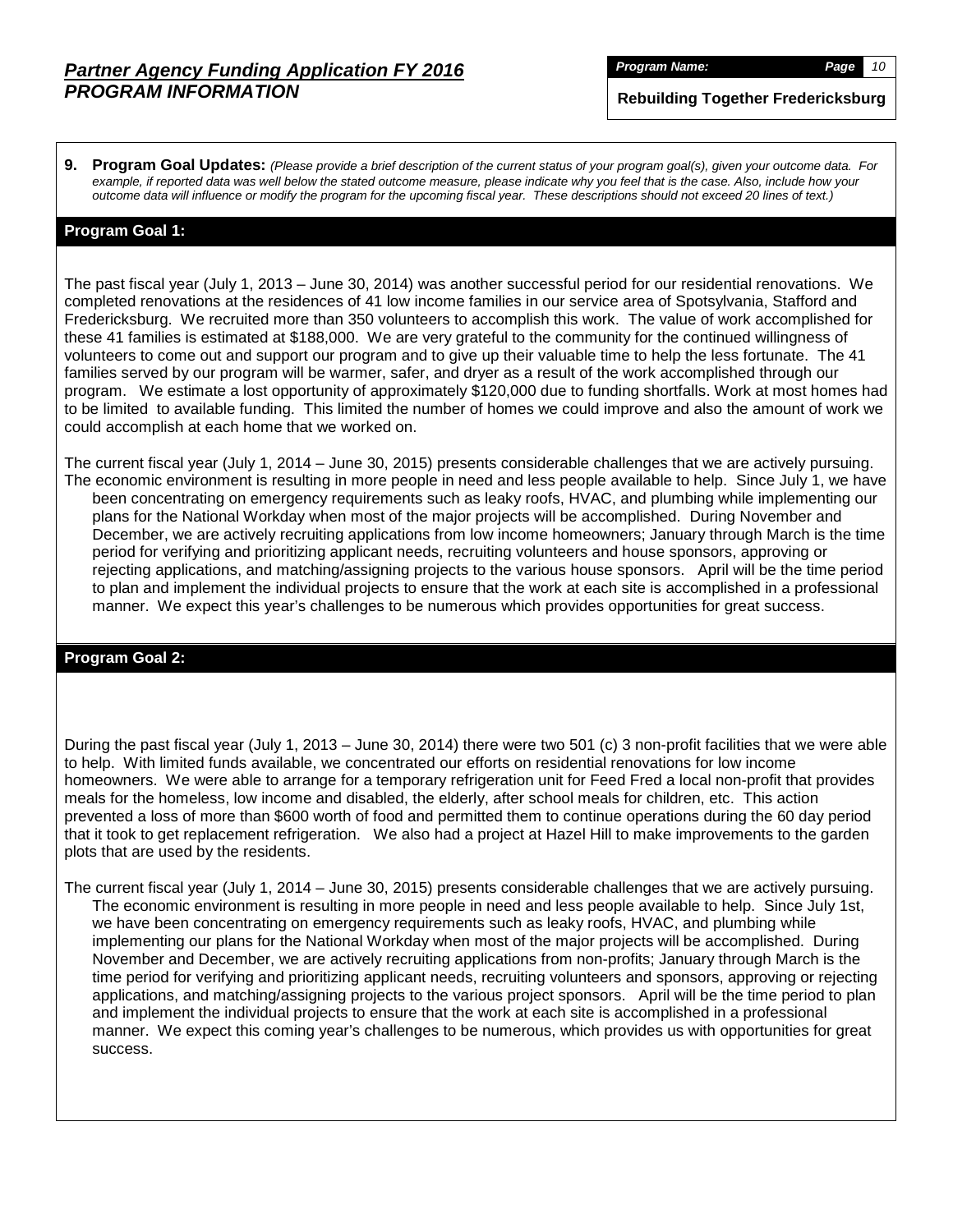**9. Program Goal Updates:** *(Please provide a brief description of the current status of your program goal(s), given your outcome data. For example, if reported data was well below the stated outcome measure, please indicate why you feel that is the case. Also, include how your outcome data will influence or modify the program for the upcoming fiscal year. These descriptions should not exceed 20 lines of text.)*

## Program Goal 1:

The past fiscal year (July 1, 2013 – June 30, 2014) was another successful period for our residential renovations. We completed renovations at the residences of 41 low income families in our service area of Spotsylvania, Stafford and Fredericksburg. We recruited more than 350 volunteers to accomplish this work. The value of work accomplished for these 41 families is estimated at $188,000. We are very grateful to the community for the continued willingness of volunteers to come out and support our program and to give up their valuable time to help the less fortunate. The 41 families served by our program will be warmer, safer, and dryer as a result of the work accomplished through our program. We estimate a lost opportunity of approximately $120,000 due to funding shortfalls. Work at most homes had to be limited to available funding. This limited the number of homes we could improve and also the amount of work we could accomplish at each home that we worked on.

The current fiscal year (July 1, 2014 – June 30, 2015) presents considerable challenges that we are actively pursuing. The economic environment is resulting in more people in need and less people available to help. Since July 1, we have been concentrating on emergency requirements such as leaky roofs, HVAC, and plumbing while implementing our plans for the National Workday when most of the major projects will be accomplished. During November and December, we are actively recruiting applications from low income homeowners; January through March is the time period for verifying and prioritizing applicant needs, recruiting volunteers and house sponsors, approving or rejecting applications, and matching/assigning projects to the various house sponsors. April will be the time period to plan and implement the individual projects to ensure that the work at each site is accomplished in a professional manner. We expect this year's challenges to be numerous which provides opportunities for great success.

## Program Goal 2:

During the past fiscal year (July 1, 2013 – June 30, 2014) there were two 501 (c) 3 non-profit facilities that we were able to help. With limited funds available, we concentrated our efforts on residential renovations for low income homeowners. We were able to arrange for a temporary refrigeration unit for Feed Fred a local non-profit that provides meals for the homeless, low income and disabled, the elderly, after school meals for children, etc. This action prevented a loss of more than $600 worth of food and permitted them to continue operations during the 60 day period that it took to get replacement refrigeration. We also had a project at Hazel Hill to make improvements to the garden plots that are used by the residents.

The current fiscal year (July 1, 2014 – June 30, 2015) presents considerable challenges that we are actively pursuing. The economic environment is resulting in more people in need and less people available to help. Since July 1st, we have been concentrating on emergency requirements such as leaky roofs, HVAC, and plumbing while implementing our plans for the National Workday when most of the major projects will be accomplished. During November and December, we are actively recruiting applications from non-profits; January through March is the time period for verifying and prioritizing applicant needs, recruiting volunteers and sponsors, approving or rejecting applications, and matching/assigning projects to the various project sponsors. April will be the time period to plan and implement the individual projects to ensure that the work at each site is accomplished in a professional manner. We expect this coming year's challenges to be numerous, which provides us with opportunities for great success.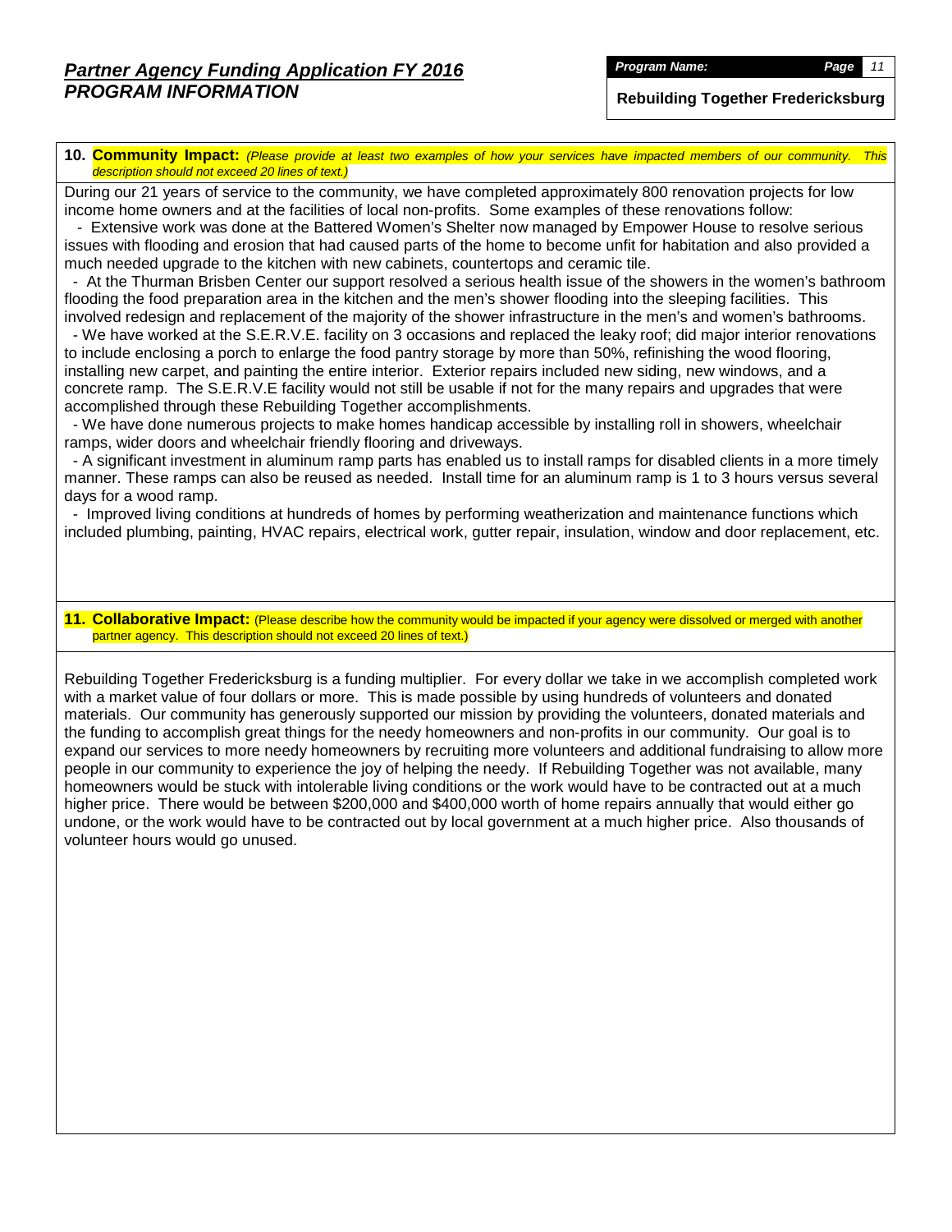# *Partner Agency Funding Application FY 2016*
# *PROGRAM INFORMATION*

***Program Name:***

**Rebuilding Together Fredericksburg**

**10. Community Impact:** *(Please provide at least two examples of how your services have impacted members of our community. This description should not exceed 20 lines of text.)*

During our 21 years of service to the community, we have completed approximately 800 renovation projects for low income home owners and at the facilities of local non-profits. Some examples of these renovations follow:

- Extensive work was done at the Battered Women's Shelter now managed by Empower House to resolve serious issues with flooding and erosion that had caused parts of the home to become unfit for habitation and also provided a much needed upgrade to the kitchen with new cabinets, countertops and ceramic tile.
- At the Thurman Brisben Center our support resolved a serious health issue of the showers in the women's bathroom flooding the food preparation area in the kitchen and the men's shower flooding into the sleeping facilities. This involved redesign and replacement of the majority of the shower infrastructure in the men's and women's bathrooms.
- We have worked at the S.E.R.V.E. facility on 3 occasions and replaced the leaky roof; did major interior renovations to include enclosing a porch to enlarge the food pantry storage by more than 50%, refinishing the wood flooring, installing new carpet, and painting the entire interior. Exterior repairs included new siding, new windows, and a concrete ramp. The S.E.R.V.E facility would not still be usable if not for the many repairs and upgrades that were accomplished through these Rebuilding Together accomplishments.
- We have done numerous projects to make homes handicap accessible by installing roll in showers, wheelchair ramps, wider doors and wheelchair friendly flooring and driveways.
- A significant investment in aluminum ramp parts has enabled us to install ramps for disabled clients in a more timely manner. These ramps can also be reused as needed. Install time for an aluminum ramp is 1 to 3 hours versus several days for a wood ramp.
- Improved living conditions at hundreds of homes by performing weatherization and maintenance functions which included plumbing, painting, HVAC repairs, electrical work, gutter repair, insulation, window and door replacement, etc.

**11. Collaborative Impact:** (Please describe how the community would be impacted if your agency were dissolved or merged with another partner agency. This description should not exceed 20 lines of text.)

Rebuilding Together Fredericksburg is a funding multiplier. For every dollar we take in we accomplish completed work with a market value of four dollars or more. This is made possible by using hundreds of volunteers and donated materials. Our community has generously supported our mission by providing the volunteers, donated materials and the funding to accomplish great things for the needy homeowners and non-profits in our community. Our goal is to expand our services to more needy homeowners by recruiting more volunteers and additional fundraising to allow more people in our community to experience the joy of helping the needy. If Rebuilding Together was not available, many homeowners would be stuck with intolerable living conditions or the work would have to be contracted out at a much higher price. There would be between $200,000 and $400,000 worth of home repairs annually that would either go undone, or the work would have to be contracted out by local government at a much higher price. Also thousands of volunteer hours would go unused.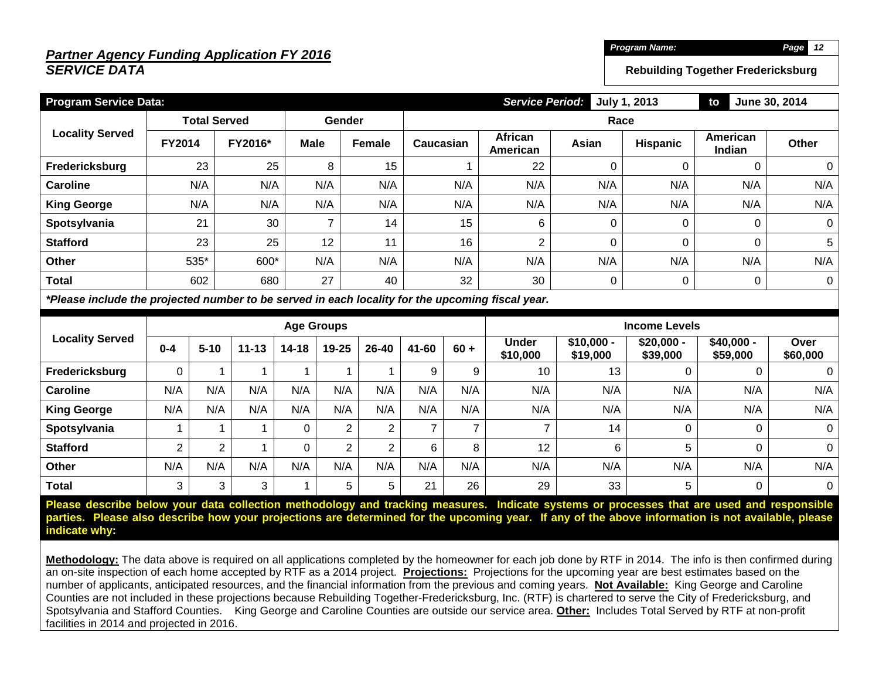## *Partner Agency Funding Application FY 2016*
## *SERVICE DATA*

***Program Name:*** **Rebuilding Together Fredericksburg**

**Program Service Data:** ***Service Period:*** **July 1, 2013** to **June 30, 2014**

| Locality Served | Total Served | | Gender | | Race | | | | | |
|---|---|---|---|---|---|---|---|---|---|---|
| | FY2014 | FY2016* | Male | Female | Caucasian | African American | Asian | Hispanic | American Indian | Other |
| **Fredericksburg** | 23 | 25 | 8 | 15 | 1 | 22 | 0 | 0 | 0 | 0 |
| **Caroline** | N/A | N/A | N/A | N/A | N/A | N/A | N/A | N/A | N/A | N/A |
| **King George** | N/A | N/A | N/A | N/A | N/A | N/A | N/A | N/A | N/A | N/A |
| **Spotsylvania** | 21 | 30 | 7 | 14 | 15 | 6 | 0 | 0 | 0 | 0 |
| **Stafford** | 23 | 25 | 12 | 11 | 16 | 2 | 0 | 0 | 0 | 5 |
| **Other** | 535* | 600* | N/A | N/A | N/A | N/A | N/A | N/A | N/A | N/A |
| **Total** | 602 | 680 | 27 | 40 | 32 | 30 | 0 | 0 | 0 | 0 |

***Please include the projected number to be served in each locality for the upcoming fiscal year.***

| Locality Served | Age Groups | | | | | | | | Income Levels | | | | |
|---|---|---|---|---|---|---|---|---|---|---|---|---|---|
| | 0-4 | 5-10 | 11-13 | 14-18 | 19-25 | 26-40 | 41-60 | 60 + | Under $10,000 | $10,000 - $19,000 | $20,000 - $39,000 | $40,000 - $59,000 | Over $60,000 |
| **Fredericksburg** | 0 | 1 | 1 | 1 | 1 | 1 | 9 | 9 | 10 | 13 | 0 | 0 | 0 |
| **Caroline** | N/A | N/A | N/A | N/A | N/A | N/A | N/A | N/A | N/A | N/A | N/A | N/A | N/A |
| **King George** | N/A | N/A | N/A | N/A | N/A | N/A | N/A | N/A | N/A | N/A | N/A | N/A | N/A |
| **Spotsylvania** | 1 | 1 | 1 | 0 | 2 | 2 | 7 | 7 | 7 | 14 | 0 | 0 | 0 |
| **Stafford** | 2 | 2 | 1 | 0 | 2 | 2 | 6 | 8 | 12 | 6 | 5 | 0 | 0 |
| **Other** | N/A | N/A | N/A | N/A | N/A | N/A | N/A | N/A | N/A | N/A | N/A | N/A | N/A |
| **Total** | 3 | 3 | 3 | 1 | 5 | 5 | 21 | 26 | 29 | 33 | 5 | 0 | 0 |

**Please describe below your data collection methodology and tracking measures. Indicate systems or processes that are used and responsible parties. Please also describe how your projections are determined for the upcoming year. If any of the above information is not available, please indicate why:**

**Methodology:** The data above is required on all applications completed by the homeowner for each job done by RTF in 2014. The info is then confirmed during an on-site inspection of each home accepted by RTF as a 2014 project. **Projections:** Projections for the upcoming year are best estimates based on the number of applicants, anticipated resources, and the financial information from the previous and coming years. **Not Available:** King George and Caroline Counties are not included in these projections because Rebuilding Together-Fredericksburg, Inc. (RTF) is chartered to serve the City of Fredericksburg, and Spotsylvania and Stafford Counties. King George and Caroline Counties are outside our service area. **Other:** Includes Total Served by RTF at non-profit facilities in 2014 and projected in 2016.